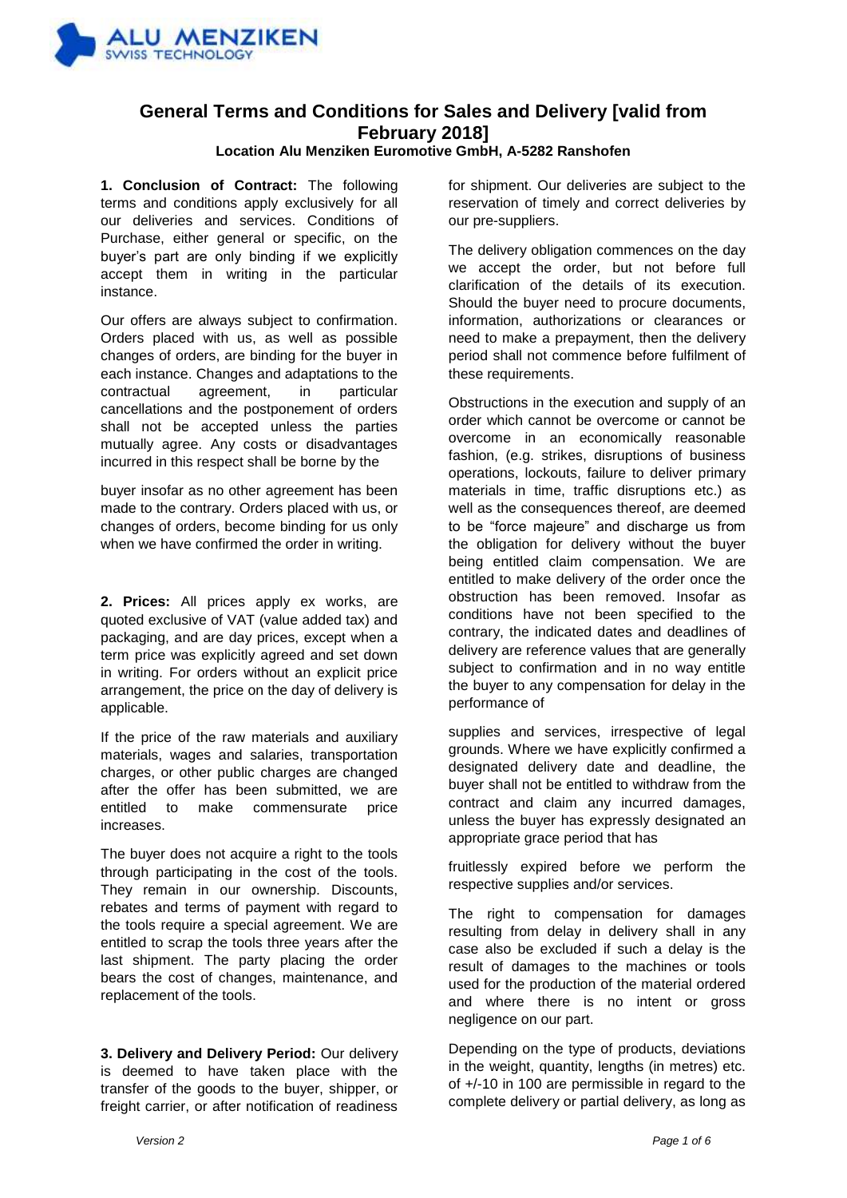# General Terms and Conditions for Sales and Delivery [valid from February 2018]

### Location Alu Menziken Euromotive GmbH, A-5282 Ranshofen

**1. Conclusion of Contract:** The following terms and conditions apply exclusively for all our deliveries and services. Conditions of Purchase, either general or specific, on the buyer's part are only binding if we explicitly accept them in writing in the particular instance.

Our offers are always subject to confirmation. Orders placed with us, as well as possible changes of orders, are binding for the buyer in each instance. Changes and adaptations to the contractual agreement, in particular cancellations and the postponement of orders shall not be accepted unless the parties mutually agree. Any costs or disadvantages incurred in this respect shall be borne by the buyer insofar as no other agreement has been made to the contrary. Orders placed with us, or changes of orders, become binding for us only when we have confirmed the order in writing.

**2. Prices:** All prices apply ex works, are quoted exclusive of VAT (value added tax) and packaging, and are day prices, except when a term price was explicitly agreed and set down in writing. For orders without an explicit price arrangement, the price on the day of delivery is applicable.

If the price of the raw materials and auxiliary materials, wages and salaries, transportation charges, or other public charges are changed after the offer has been submitted, we are entitled to make commensurate price increases.

The buyer does not acquire a right to the tools through participating in the cost of the tools. They remain in our ownership. Discounts, rebates and terms of payment with regard to the tools require a special agreement. We are entitled to scrap the tools three years after the last shipment. The party placing the order bears the cost of changes, maintenance, and replacement of the tools.

**3. Delivery and Delivery Period:** Our delivery is deemed to have taken place with the transfer of the goods to the buyer, shipper, or freight carrier, or after notification of readiness for shipment. Our deliveries are subject to the reservation of timely and correct deliveries by our pre-suppliers.

The delivery obligation commences on the day we accept the order, but not before full clarification of the details of its execution. Should the buyer need to procure documents, information, authorizations or clearances or need to make a prepayment, then the delivery period shall not commence before fulfilment of these requirements.

Obstructions in the execution and supply of an order which cannot be overcome or cannot be overcome in an economically reasonable fashion, (e.g. strikes, disruptions of business operations, lockouts, failure to deliver primary materials in time, traffic disruptions etc.) as well as the consequences thereof, are deemed to be "force majeure" and discharge us from the obligation for delivery without the buyer being entitled claim compensation. We are entitled to make delivery of the order once the obstruction has been removed. Insofar as conditions have not been specified to the contrary, the indicated dates and deadlines of delivery are reference values that are generally subject to confirmation and in no way entitle the buyer to any compensation for delay in the performance of supplies and services, irrespective of legal grounds. Where we have explicitly confirmed a designated delivery date and deadline, the buyer shall not be entitled to withdraw from the contract and claim any incurred damages, unless the buyer has expressly designated an appropriate grace period that has fruitlessly expired before we perform the respective supplies and/or services.

The right to compensation for damages resulting from delay in delivery shall in any case also be excluded if such a delay is the result of damages to the machines or tools used for the production of the material ordered and where there is no intent or gross negligence on our part.

Depending on the type of products, deviations in the weight, quantity, lengths (in metres) etc. of +/-10 in 100 are permissible in regard to the complete delivery or partial delivery, as long as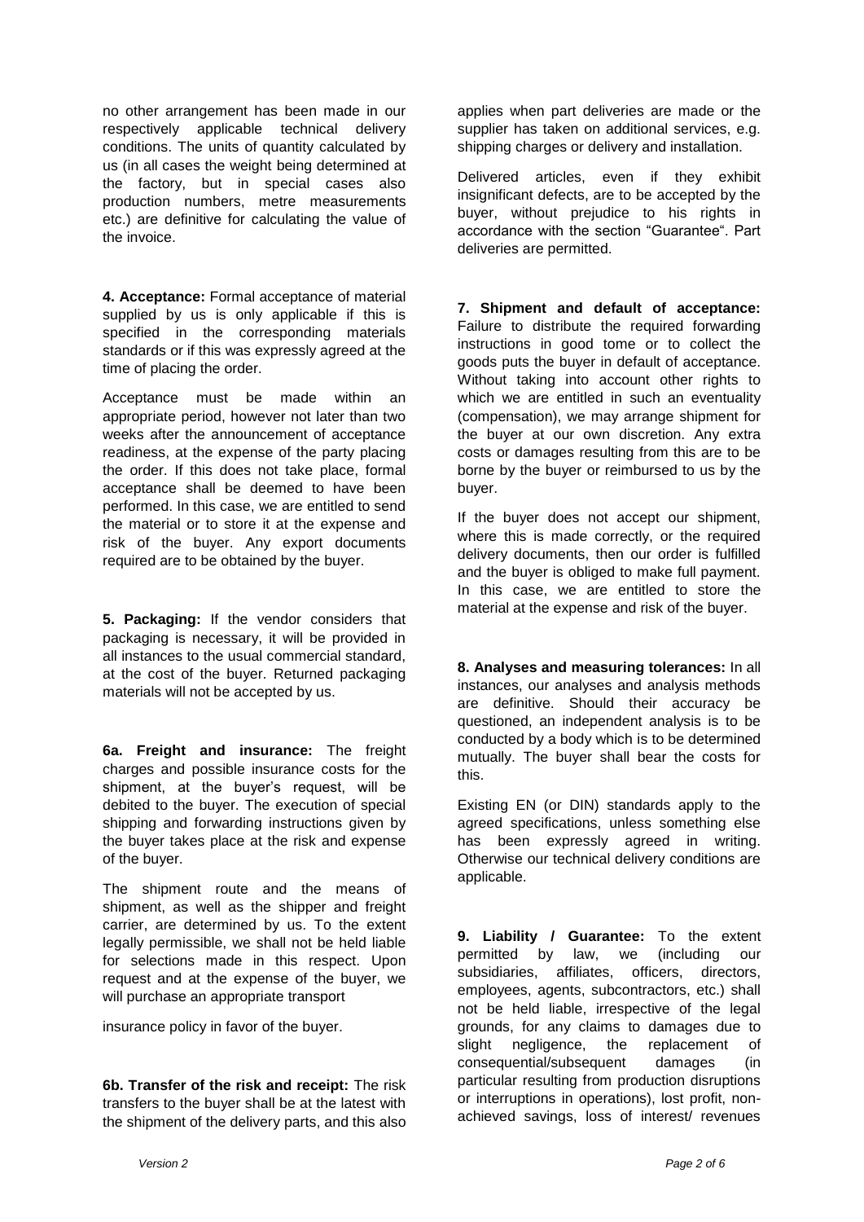no other arrangement has been made in our respectively applicable technical delivery conditions. The units of quantity calculated by us (in all cases the weight being determined at the factory, but in special cases also production numbers, metre measurements etc.) are definitive for calculating the value of the invoice.

**4. Acceptance:** Formal acceptance of material supplied by us is only applicable if this is specified in the corresponding materials standards or if this was expressly agreed at the time of placing the order.

Acceptance must be made within an appropriate period, however not later than two weeks after the announcement of acceptance readiness, at the expense of the party placing the order. If this does not take place, formal acceptance shall be deemed to have been performed. In this case, we are entitled to send the material or to store it at the expense and risk of the buyer. Any export documents required are to be obtained by the buyer.

**5. Packaging:** If the vendor considers that packaging is necessary, it will be provided in all instances to the usual commercial standard, at the cost of the buyer. Returned packaging materials will not be accepted by us.

**6a. Freight and insurance:** The freight charges and possible insurance costs for the shipment, at the buyer's request, will be debited to the buyer. The execution of special shipping and forwarding instructions given by the buyer takes place at the risk and expense of the buyer.

The shipment route and the means of shipment, as well as the shipper and freight carrier, are determined by us. To the extent legally permissible, we shall not be held liable for selections made in this respect. Upon request and at the expense of the buyer, we will purchase an appropriate transport

insurance policy in favor of the buyer.

**6b. Transfer of the risk and receipt:** The risk transfers to the buyer shall be at the latest with the shipment of the delivery parts, and this also applies when part deliveries are made or the supplier has taken on additional services, e.g. shipping charges or delivery and installation.

Delivered articles, even if they exhibit insignificant defects, are to be accepted by the buyer, without prejudice to his rights in accordance with the section "Guarantee". Part deliveries are permitted.

**7. Shipment and default of acceptance:** Failure to distribute the required forwarding instructions in good tome or to collect the goods puts the buyer in default of acceptance. Without taking into account other rights to which we are entitled in such an eventuality (compensation), we may arrange shipment for the buyer at our own discretion. Any extra costs or damages resulting from this are to be borne by the buyer or reimbursed to us by the buyer.

If the buyer does not accept our shipment, where this is made correctly, or the required delivery documents, then our order is fulfilled and the buyer is obliged to make full payment. In this case, we are entitled to store the material at the expense and risk of the buyer.

**8. Analyses and measuring tolerances:** In all instances, our analyses and analysis methods are definitive. Should their accuracy be questioned, an independent analysis is to be conducted by a body which is to be determined mutually. The buyer shall bear the costs for this.

Existing EN (or DIN) standards apply to the agreed specifications, unless something else has been expressly agreed in writing. Otherwise our technical delivery conditions are applicable.

**9. Liability / Guarantee:** To the extent permitted by law, we (including our subsidiaries, affiliates, officers, directors, employees, agents, subcontractors, etc.) shall not be held liable, irrespective of the legal grounds, for any claims to damages due to slight negligence, the replacement of consequential/subsequent damages (in particular resulting from production disruptions or interruptions in operations), lost profit, non-achieved savings, loss of interest/ revenues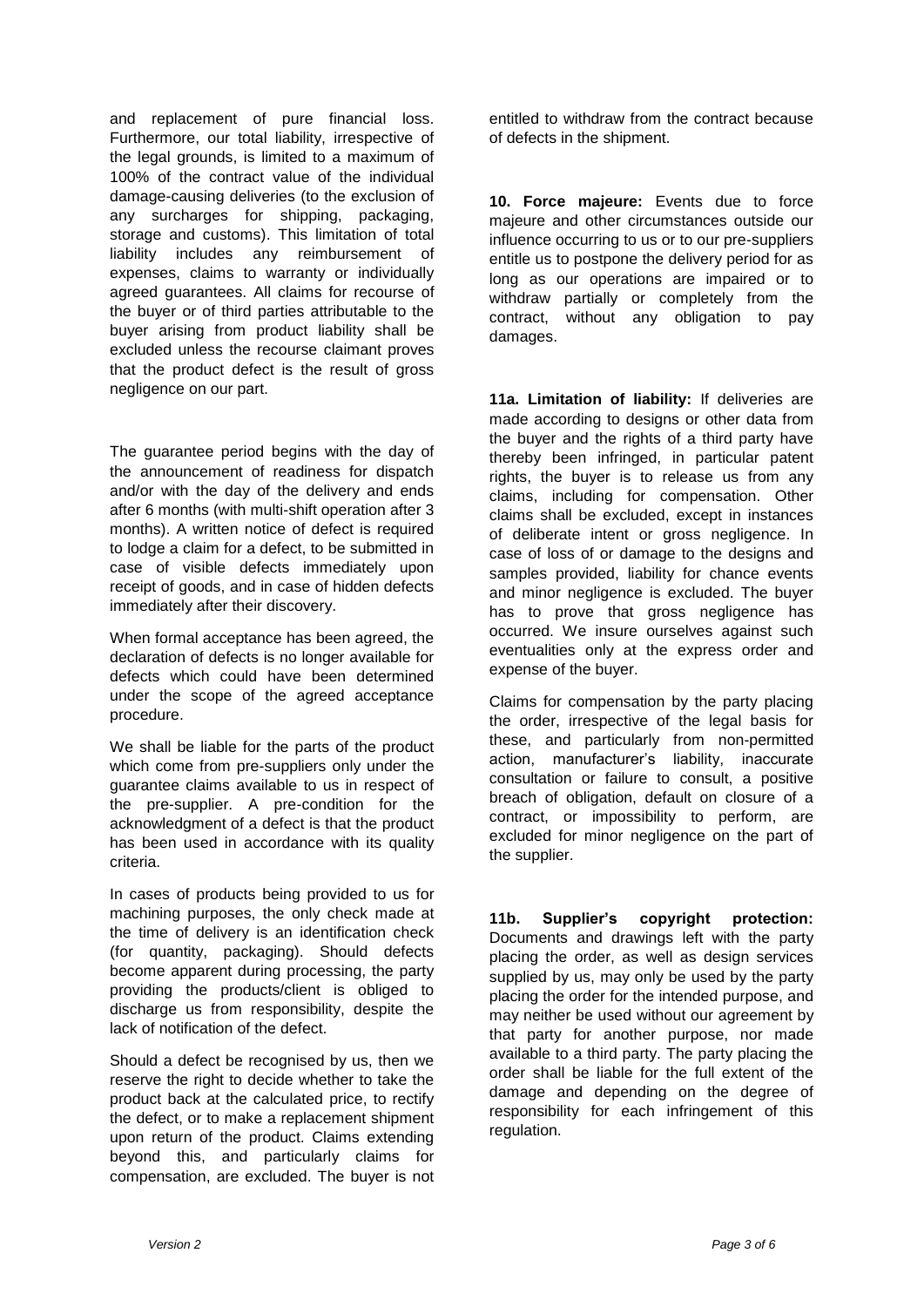and replacement of pure financial loss. Furthermore, our total liability, irrespective of the legal grounds, is limited to a maximum of 100% of the contract value of the individual damage-causing deliveries (to the exclusion of any surcharges for shipping, packaging, storage and customs). This limitation of total liability includes any reimbursement of expenses, claims to warranty or individually agreed guarantees. All claims for recourse of the buyer or of third parties attributable to the buyer arising from product liability shall be excluded unless the recourse claimant proves that the product defect is the result of gross negligence on our part.

The guarantee period begins with the day of the announcement of readiness for dispatch and/or with the day of the delivery and ends after 6 months (with multi-shift operation after 3 months). A written notice of defect is required to lodge a claim for a defect, to be submitted in case of visible defects immediately upon receipt of goods, and in case of hidden defects immediately after their discovery.

When formal acceptance has been agreed, the declaration of defects is no longer available for defects which could have been determined under the scope of the agreed acceptance procedure.

We shall be liable for the parts of the product which come from pre-suppliers only under the guarantee claims available to us in respect of the pre-supplier. A pre-condition for the acknowledgment of a defect is that the product has been used in accordance with its quality criteria.

In cases of products being provided to us for machining purposes, the only check made at the time of delivery is an identification check (for quantity, packaging). Should defects become apparent during processing, the party providing the products/client is obliged to discharge us from responsibility, despite the lack of notification of the defect.

Should a defect be recognised by us, then we reserve the right to decide whether to take the product back at the calculated price, to rectify the defect, or to make a replacement shipment upon return of the product. Claims extending beyond this, and particularly claims for compensation, are excluded. The buyer is not entitled to withdraw from the contract because of defects in the shipment.

**10. Force majeure:** Events due to force majeure and other circumstances outside our influence occurring to us or to our pre-suppliers entitle us to postpone the delivery period for as long as our operations are impaired or to withdraw partially or completely from the contract, without any obligation to pay damages.

**11a. Limitation of liability:** If deliveries are made according to designs or other data from the buyer and the rights of a third party have thereby been infringed, in particular patent rights, the buyer is to release us from any claims, including for compensation. Other claims shall be excluded, except in instances of deliberate intent or gross negligence. In case of loss of or damage to the designs and samples provided, liability for chance events and minor negligence is excluded. The buyer has to prove that gross negligence has occurred. We insure ourselves against such eventualities only at the express order and expense of the buyer.

Claims for compensation by the party placing the order, irrespective of the legal basis for these, and particularly from non-permitted action, manufacturer's liability, inaccurate consultation or failure to consult, a positive breach of obligation, default on closure of a contract, or impossibility to perform, are excluded for minor negligence on the part of the supplier.

**11b. Supplier's copyright protection:** Documents and drawings left with the party placing the order, as well as design services supplied by us, may only be used by the party placing the order for the intended purpose, and may neither be used without our agreement by that party for another purpose, nor made available to a third party. The party placing the order shall be liable for the full extent of the damage and depending on the degree of responsibility for each infringement of this regulation.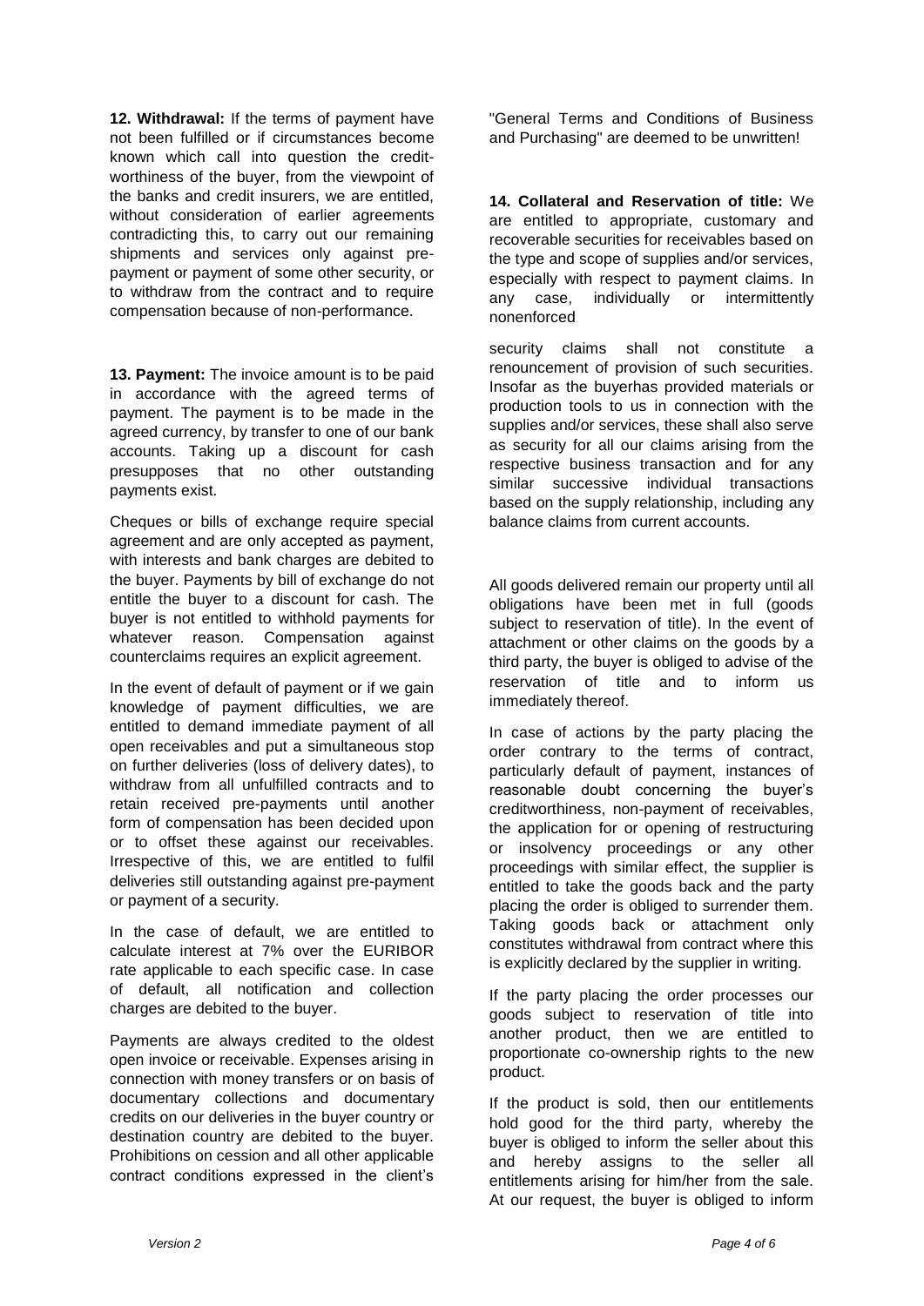**12. Withdrawal:** If the terms of payment have not been fulfilled or if circumstances become known which call into question the credit-worthiness of the buyer, from the viewpoint of the banks and credit insurers, we are entitled, without consideration of earlier agreements contradicting this, to carry out our remaining shipments and services only against pre-payment or payment of some other security, or to withdraw from the contract and to require compensation because of non-performance.

**13. Payment:** The invoice amount is to be paid in accordance with the agreed terms of payment. The payment is to be made in the agreed currency, by transfer to one of our bank accounts. Taking up a discount for cash presupposes that no other outstanding payments exist.

Cheques or bills of exchange require special agreement and are only accepted as payment, with interests and bank charges are debited to the buyer. Payments by bill of exchange do not entitle the buyer to a discount for cash. The buyer is not entitled to withhold payments for whatever reason. Compensation against counterclaims requires an explicit agreement.

In the event of default of payment or if we gain knowledge of payment difficulties, we are entitled to demand immediate payment of all open receivables and put a simultaneous stop on further deliveries (loss of delivery dates), to withdraw from all unfulfilled contracts and to retain received pre-payments until another form of compensation has been decided upon or to offset these against our receivables. Irrespective of this, we are entitled to fulfil deliveries still outstanding against pre-payment or payment of a security.

In the case of default, we are entitled to calculate interest at 7% over the EURIBOR rate applicable to each specific case. In case of default, all notification and collection charges are debited to the buyer.

Payments are always credited to the oldest open invoice or receivable. Expenses arising in connection with money transfers or on basis of documentary collections and documentary credits on our deliveries in the buyer country or destination country are debited to the buyer. Prohibitions on cession and all other applicable contract conditions expressed in the client's "General Terms and Conditions of Business and Purchasing" are deemed to be unwritten!

**14. Collateral and Reservation of title:** We are entitled to appropriate, customary and recoverable securities for receivables based on the type and scope of supplies and/or services, especially with respect to payment claims. In any case, individually or intermittently nonenforced security claims shall not constitute a renouncement of provision of such securities. Insofar as the buyerhas provided materials or production tools to us in connection with the supplies and/or services, these shall also serve as security for all our claims arising from the respective business transaction and for any similar successive individual transactions based on the supply relationship, including any balance claims from current accounts.

All goods delivered remain our property until all obligations have been met in full (goods subject to reservation of title). In the event of attachment or other claims on the goods by a third party, the buyer is obliged to advise of the reservation of title and to inform us immediately thereof.

In case of actions by the party placing the order contrary to the terms of contract, particularly default of payment, instances of reasonable doubt concerning the buyer's creditworthiness, non-payment of receivables, the application for or opening of restructuring or insolvency proceedings or any other proceedings with similar effect, the supplier is entitled to take the goods back and the party placing the order is obliged to surrender them. Taking goods back or attachment only constitutes withdrawal from contract where this is explicitly declared by the supplier in writing.

If the party placing the order processes our goods subject to reservation of title into another product, then we are entitled to proportionate co-ownership rights to the new product.

If the product is sold, then our entitlements hold good for the third party, whereby the buyer is obliged to inform the seller about this and hereby assigns to the seller all entitlements arising for him/her from the sale. At our request, the buyer is obliged to inform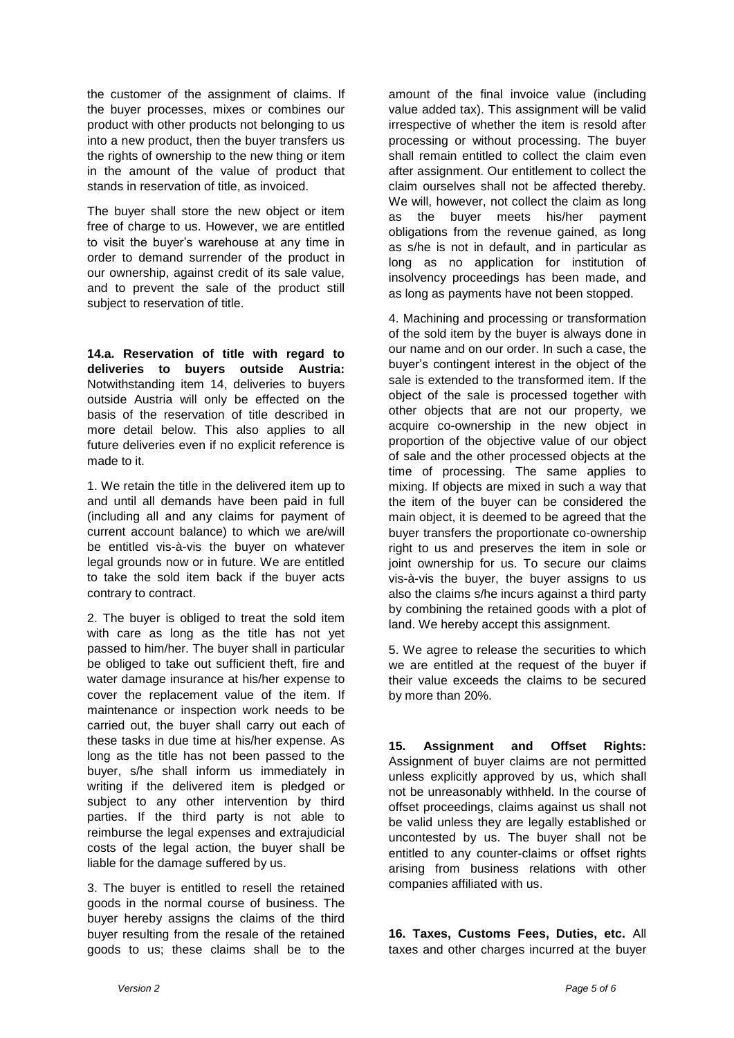the customer of the assignment of claims. If the buyer processes, mixes or combines our product with other products not belonging to us into a new product, then the buyer transfers us the rights of ownership to the new thing or item in the amount of the value of product that stands in reservation of title, as invoiced.

The buyer shall store the new object or item free of charge to us. However, we are entitled to visit the buyer's warehouse at any time in order to demand surrender of the product in our ownership, against credit of its sale value, and to prevent the sale of the product still subject to reservation of title.

**14.a. Reservation of title with regard to deliveries to buyers outside Austria:** Notwithstanding item 14, deliveries to buyers outside Austria will only be effected on the basis of the reservation of title described in more detail below. This also applies to all future deliveries even if no explicit reference is made to it.

1. We retain the title in the delivered item up to and until all demands have been paid in full (including all and any claims for payment of current account balance) to which we are/will be entitled vis-à-vis the buyer on whatever legal grounds now or in future. We are entitled to take the sold item back if the buyer acts contrary to contract.

2. The buyer is obliged to treat the sold item with care as long as the title has not yet passed to him/her. The buyer shall in particular be obliged to take out sufficient theft, fire and water damage insurance at his/her expense to cover the replacement value of the item. If maintenance or inspection work needs to be carried out, the buyer shall carry out each of these tasks in due time at his/her expense. As long as the title has not been passed to the buyer, s/he shall inform us immediately in writing if the delivered item is pledged or subject to any other intervention by third parties. If the third party is not able to reimburse the legal expenses and extrajudicial costs of the legal action, the buyer shall be liable for the damage suffered by us.

3. The buyer is entitled to resell the retained goods in the normal course of business. The buyer hereby assigns the claims of the third buyer resulting from the resale of the retained goods to us; these claims shall be to the amount of the final invoice value (including value added tax). This assignment will be valid irrespective of whether the item is resold after processing or without processing. The buyer shall remain entitled to collect the claim even after assignment. Our entitlement to collect the claim ourselves shall not be affected thereby. We will, however, not collect the claim as long as the buyer meets his/her payment obligations from the revenue gained, as long as s/he is not in default, and in particular as long as no application for institution of insolvency proceedings has been made, and as long as payments have not been stopped.

4. Machining and processing or transformation of the sold item by the buyer is always done in our name and on our order. In such a case, the buyer's contingent interest in the object of the sale is extended to the transformed item. If the object of the sale is processed together with other objects that are not our property, we acquire co-ownership in the new object in proportion of the objective value of our object of sale and the other processed objects at the time of processing. The same applies to mixing. If objects are mixed in such a way that the item of the buyer can be considered the main object, it is deemed to be agreed that the buyer transfers the proportionate co-ownership right to us and preserves the item in sole or joint ownership for us. To secure our claims vis-à-vis the buyer, the buyer assigns to us also the claims s/he incurs against a third party by combining the retained goods with a plot of land. We hereby accept this assignment.

5. We agree to release the securities to which we are entitled at the request of the buyer if their value exceeds the claims to be secured by more than 20%.

**15. Assignment and Offset Rights:** Assignment of buyer claims are not permitted unless explicitly approved by us, which shall not be unreasonably withheld. In the course of offset proceedings, claims against us shall not be valid unless they are legally established or uncontested by us. The buyer shall not be entitled to any counter-claims or offset rights arising from business relations with other companies affiliated with us.

**16. Taxes, Customs Fees, Duties, etc.** All taxes and other charges incurred at the buyer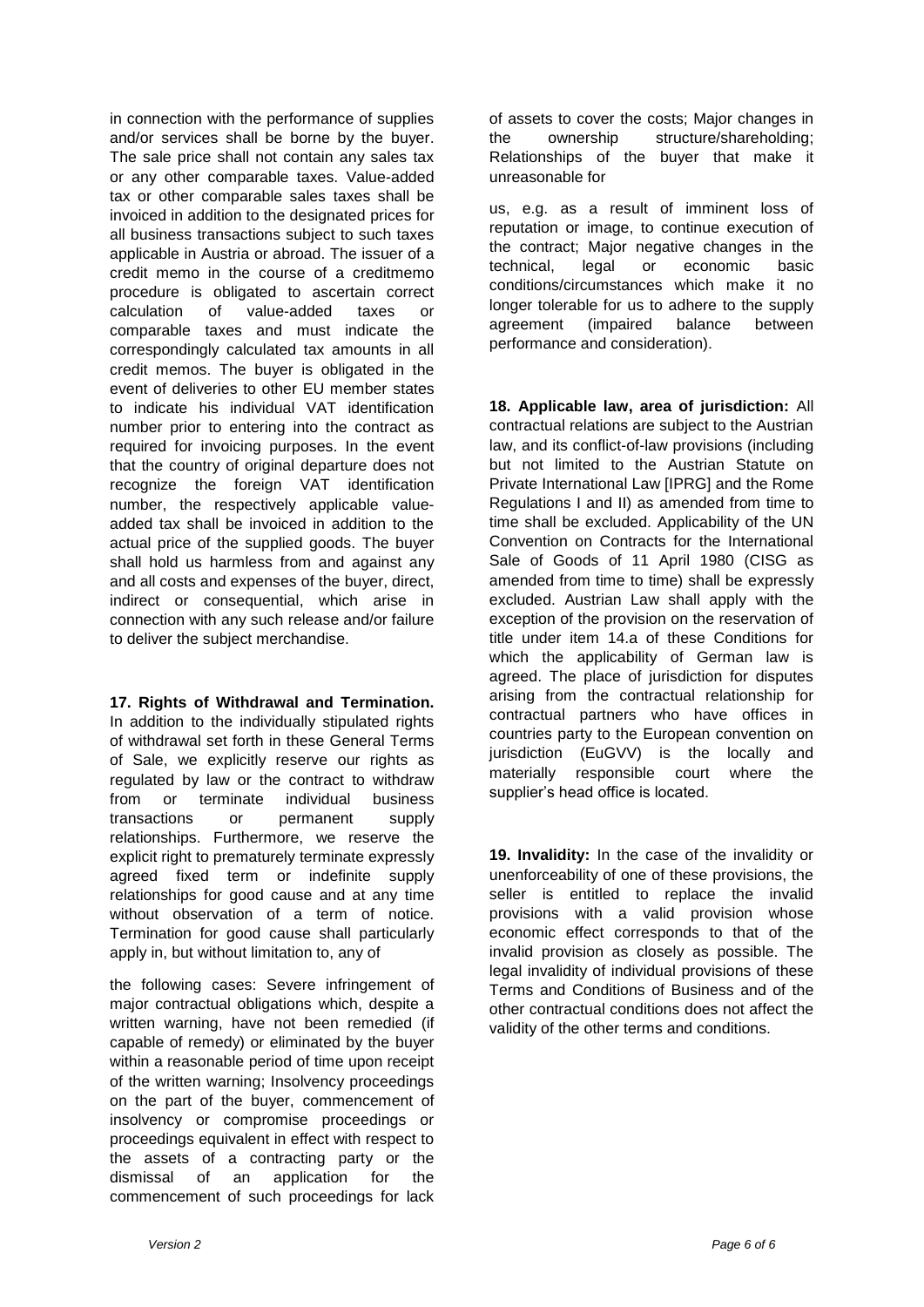in connection with the performance of supplies and/or services shall be borne by the buyer. The sale price shall not contain any sales tax or any other comparable taxes. Value-added tax or other comparable sales taxes shall be invoiced in addition to the designated prices for all business transactions subject to such taxes applicable in Austria or abroad. The issuer of a credit memo in the course of a creditmemo procedure is obligated to ascertain correct calculation of value-added taxes or comparable taxes and must indicate the correspondingly calculated tax amounts in all credit memos. The buyer is obligated in the event of deliveries to other EU member states to indicate his individual VAT identification number prior to entering into the contract as required for invoicing purposes. In the event that the country of original departure does not recognize the foreign VAT identification number, the respectively applicable value-added tax shall be invoiced in addition to the actual price of the supplied goods. The buyer shall hold us harmless from and against any and all costs and expenses of the buyer, direct, indirect or consequential, which arise in connection with any such release and/or failure to deliver the subject merchandise.

**17. Rights of Withdrawal and Termination.** In addition to the individually stipulated rights of withdrawal set forth in these General Terms of Sale, we explicitly reserve our rights as regulated by law or the contract to withdraw from or terminate individual business transactions or permanent supply relationships. Furthermore, we reserve the explicit right to prematurely terminate expressly agreed fixed term or indefinite supply relationships for good cause and at any time without observation of a term of notice. Termination for good cause shall particularly apply in, but without limitation to, any of the following cases: Severe infringement of major contractual obligations which, despite a written warning, have not been remedied (if capable of remedy) or eliminated by the buyer within a reasonable period of time upon receipt of the written warning; Insolvency proceedings on the part of the buyer, commencement of insolvency or compromise proceedings or proceedings equivalent in effect with respect to the assets of a contracting party or the dismissal of an application for the commencement of such proceedings for lack of assets to cover the costs; Major changes in the ownership structure/shareholding; Relationships of the buyer that make it unreasonable for us, e.g. as a result of imminent loss of reputation or image, to continue execution of the contract; Major negative changes in the technical, legal or economic basic conditions/circumstances which make it no longer tolerable for us to adhere to the supply agreement (impaired balance between performance and consideration).

**18. Applicable law, area of jurisdiction:** All contractual relations are subject to the Austrian law, and its conflict-of-law provisions (including but not limited to the Austrian Statute on Private International Law [IPRG] and the Rome Regulations I and II) as amended from time to time shall be excluded. Applicability of the UN Convention on Contracts for the International Sale of Goods of 11 April 1980 (CISG as amended from time to time) shall be expressly excluded. Austrian Law shall apply with the exception of the provision on the reservation of title under item 14.a of these Conditions for which the applicability of German law is agreed. The place of jurisdiction for disputes arising from the contractual relationship for contractual partners who have offices in countries party to the European convention on jurisdiction (EuGVV) is the locally and materially responsible court where the supplier's head office is located.

**19. Invalidity:** In the case of the invalidity or unenforceability of one of these provisions, the seller is entitled to replace the invalid provisions with a valid provision whose economic effect corresponds to that of the invalid provision as closely as possible. The legal invalidity of individual provisions of these Terms and Conditions of Business and of the other contractual conditions does not affect the validity of the other terms and conditions.